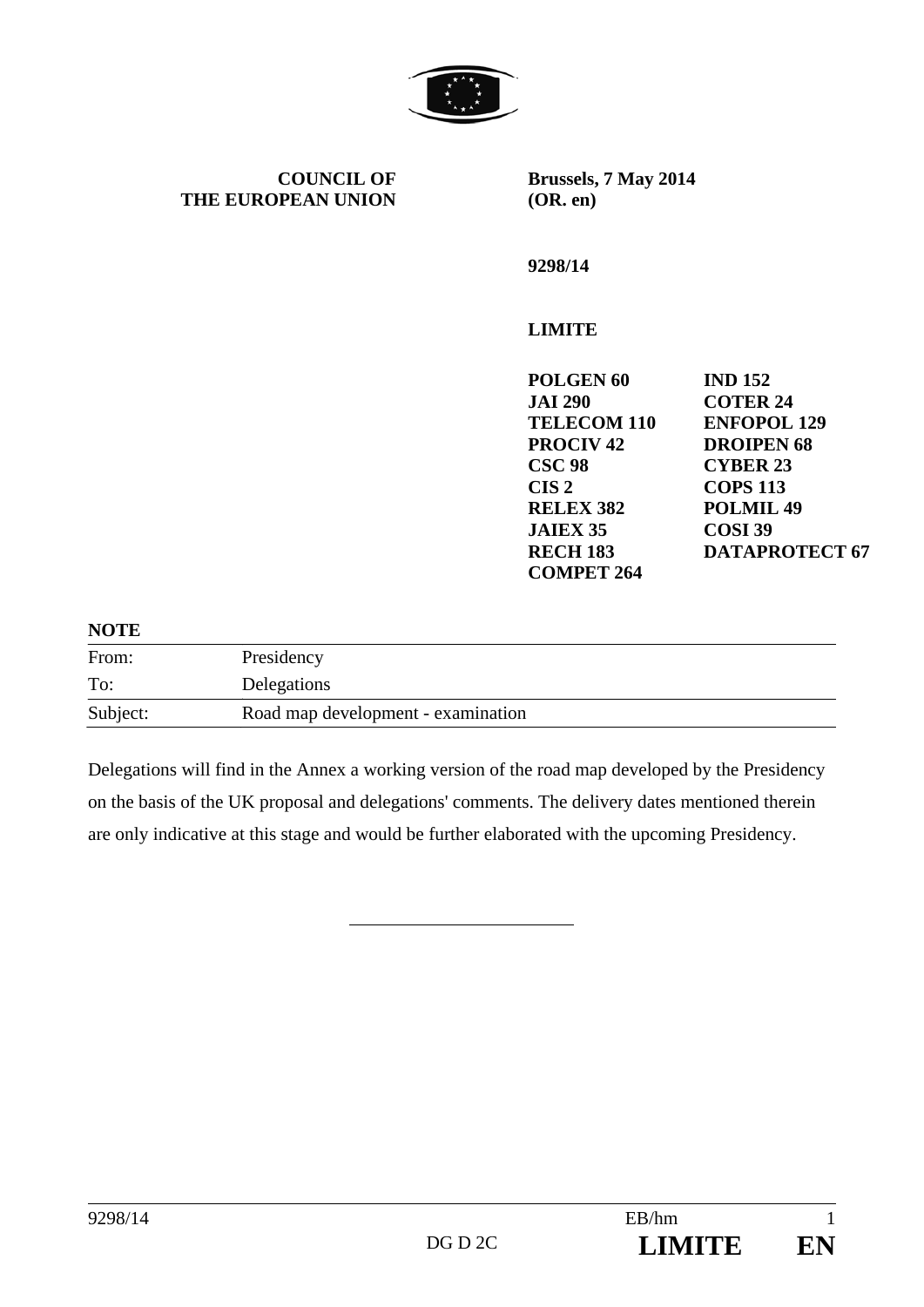**COUNCIL OF THE EUROPEAN UNION**

**Brussels, 7 May 2014**
**(OR. en)**

**9298/14**

**LIMITE**

| | |
|---|---|
| **POLGEN 60** | **IND 152** |
| **JAI 290** | **COTER 24** |
| **TELECOM 110** | **ENFOPOL 129** |
| **PROCIV 42** | **DROIPEN 68** |
| **CSC 98** | **CYBER 23** |
| **CIS 2** | **COPS 113** |
| **RELEX 382** | **POLMIL 49** |
| **JAIEX 35** | **COSI 39** |
| **RECH 183** | **DATAPROTECT 67** |
| **COMPET 264** | |

**NOTE**

| | |
|---|---|
| From: | Presidency |
| To: | Delegations |
| Subject: | Road map development - examination |

Delegations will find in the Annex a working version of the road map developed by the Presidency on the basis of the UK proposal and delegations' comments. The delivery dates mentioned therein are only indicative at this stage and would be further elaborated with the upcoming Presidency.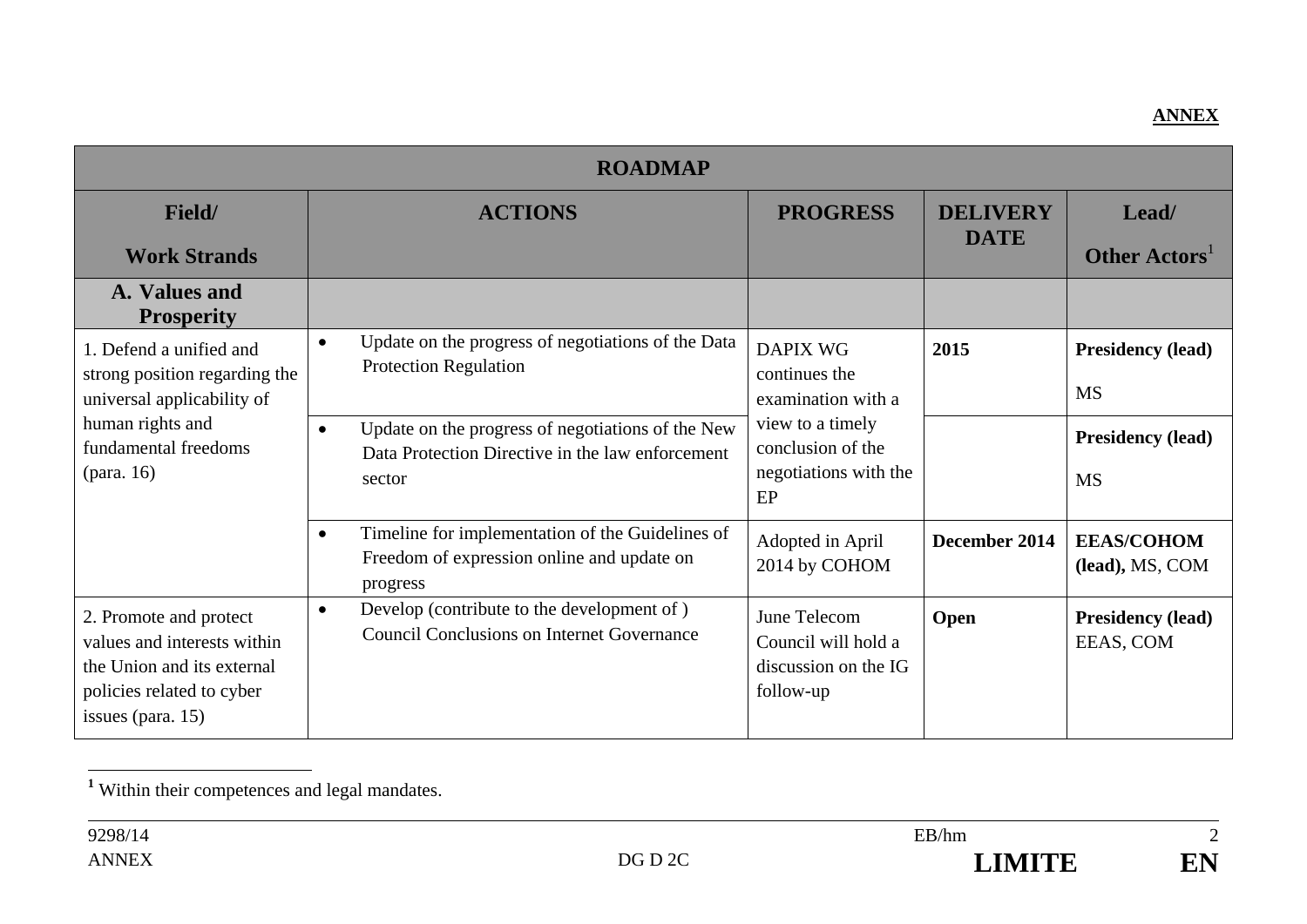**ANNEX**

| ROADMAP | | | | |
|---|---|---|---|---|
| **Field/ Work Strands** | **ACTIONS** | **PROGRESS** | **DELIVERY DATE** | **Lead/ Other Actors**[1] |
| **A. Values and Prosperity** | | | | |
| 1. Defend a unified and strong position regarding the universal applicability of human rights and fundamental freedoms (para. 16) | • Update on the progress of negotiations of the Data Protection Regulation | DAPIX WG continues the examination with a view to a timely conclusion of the negotiations with the EP | **2015** | **Presidency (lead)** MS |
| | • Update on the progress of negotiations of the New Data Protection Directive in the law enforcement sector | | | **Presidency (lead)** MS |
| | • Timeline for implementation of the Guidelines of Freedom of expression online and update on progress | Adopted in April 2014 by COHOM | **December 2014** | **EEAS/COHOM (lead),** MS, COM |
| 2. Promote and protect values and interests within the Union and its external policies related to cyber issues (para. 15) | • Develop (contribute to the development of ) Council Conclusions on Internet Governance | June Telecom Council will hold a discussion on the IG follow-up | **Open** | **Presidency (lead)** EEAS, COM |

[1] Within their competences and legal mandates.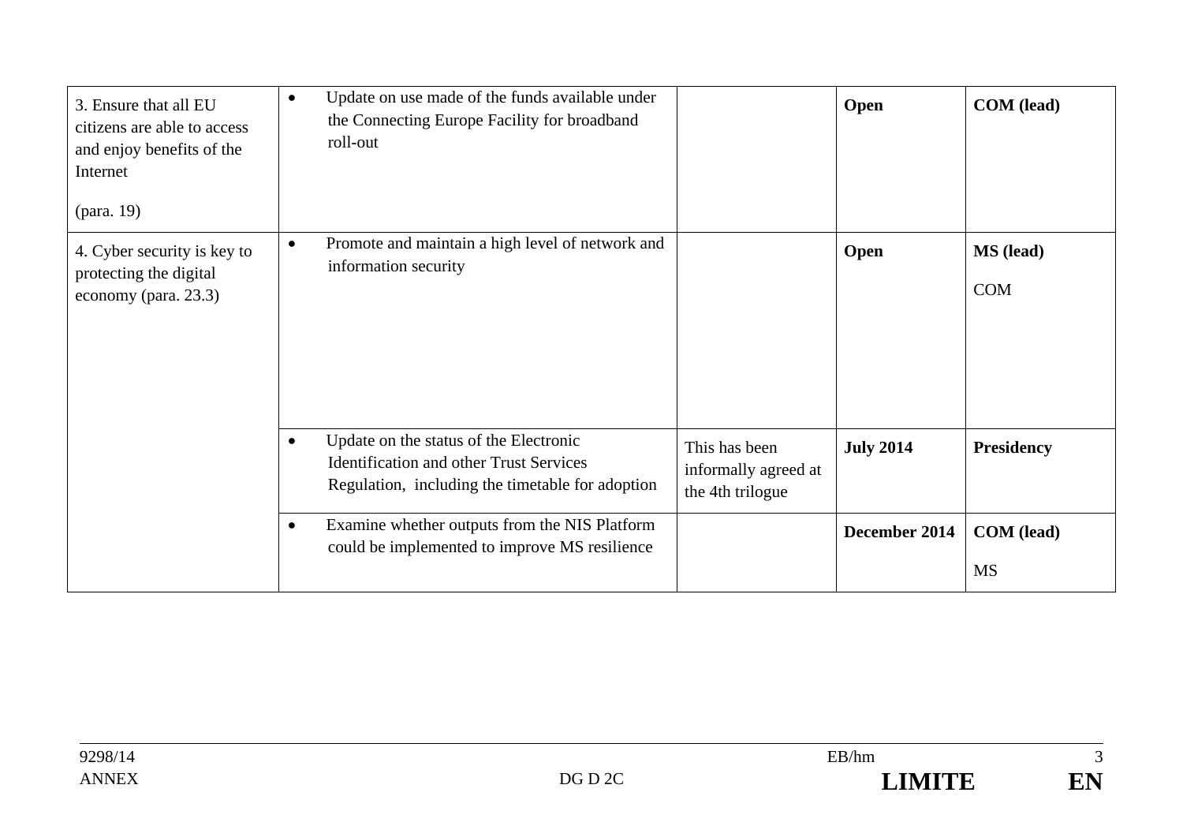| | | | | |
|---|---|---|---|---|
| 3. Ensure that all EU citizens are able to access and enjoy benefits of the Internet<br><br>(para. 19) | • Update on use made of the funds available under the Connecting Europe Facility for broadband roll-out | | **Open** | **COM (lead)** |
| 4. Cyber security is key to protecting the digital economy (para. 23.3) | • Promote and maintain a high level of network and information security | | **Open** | **MS (lead)**<br><br>COM |
| | • Update on the status of the Electronic Identification and other Trust Services Regulation, including the timetable for adoption | This has been informally agreed at the 4th trilogue | **July 2014** | **Presidency** |
| | • Examine whether outputs from the NIS Platform could be implemented to improve MS resilience | | **December 2014** | **COM (lead)**<br><br>MS |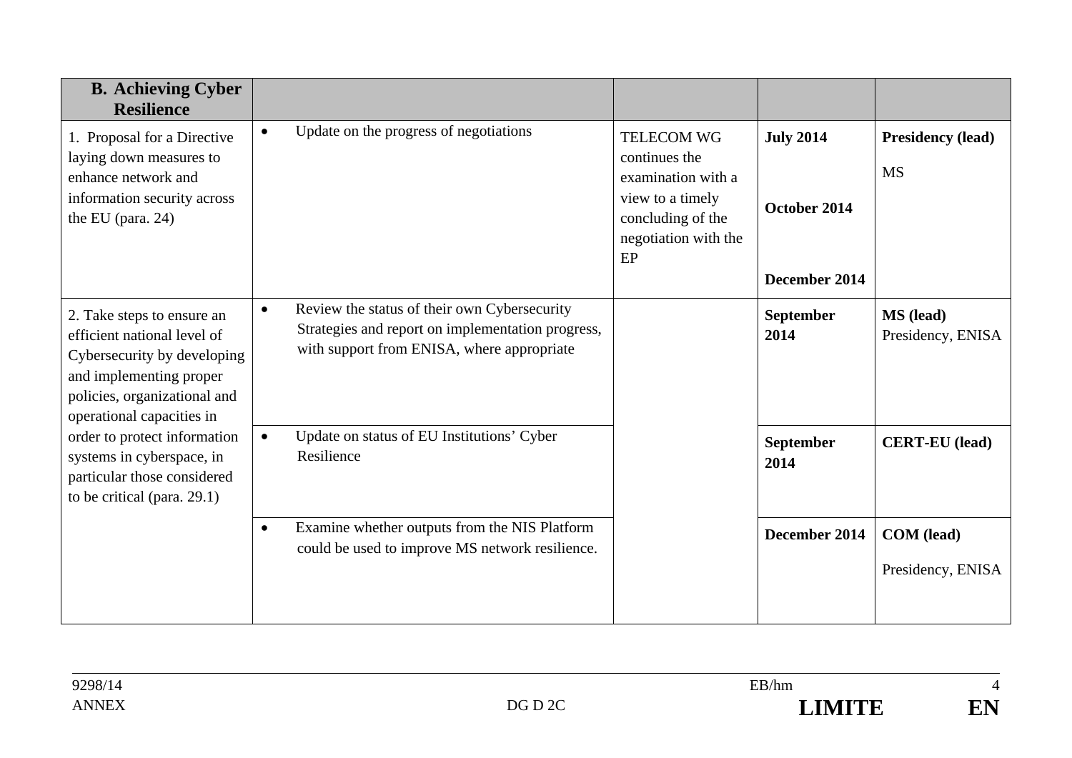| **B. Achieving Cyber Resilience** | | | | |
|---|---|---|---|---|
| 1. Proposal for a Directive laying down measures to enhance network and information security across the EU (para. 24) | • Update on the progress of negotiations | TELECOM WG continues the examination with a view to a timely concluding of the negotiation with the EP | **July 2014**<br><br>**October 2014**<br><br>**December 2014** | **Presidency (lead)**<br><br>MS |
| 2. Take steps to ensure an efficient national level of Cybersecurity by developing and implementing proper policies, organizational and operational capacities in order to protect information systems in cyberspace, in particular those considered to be critical (para. 29.1) | • Review the status of their own Cybersecurity Strategies and report on implementation progress, with support from ENISA, where appropriate | | **September 2014** | **MS (lead)**<br>Presidency, ENISA |
| | • Update on status of EU Institutions' Cyber Resilience | | **September 2014** | **CERT-EU (lead)** |
| | • Examine whether outputs from the NIS Platform could be used to improve MS network resilience. | | **December 2014** | **COM (lead)**<br><br>Presidency, ENISA |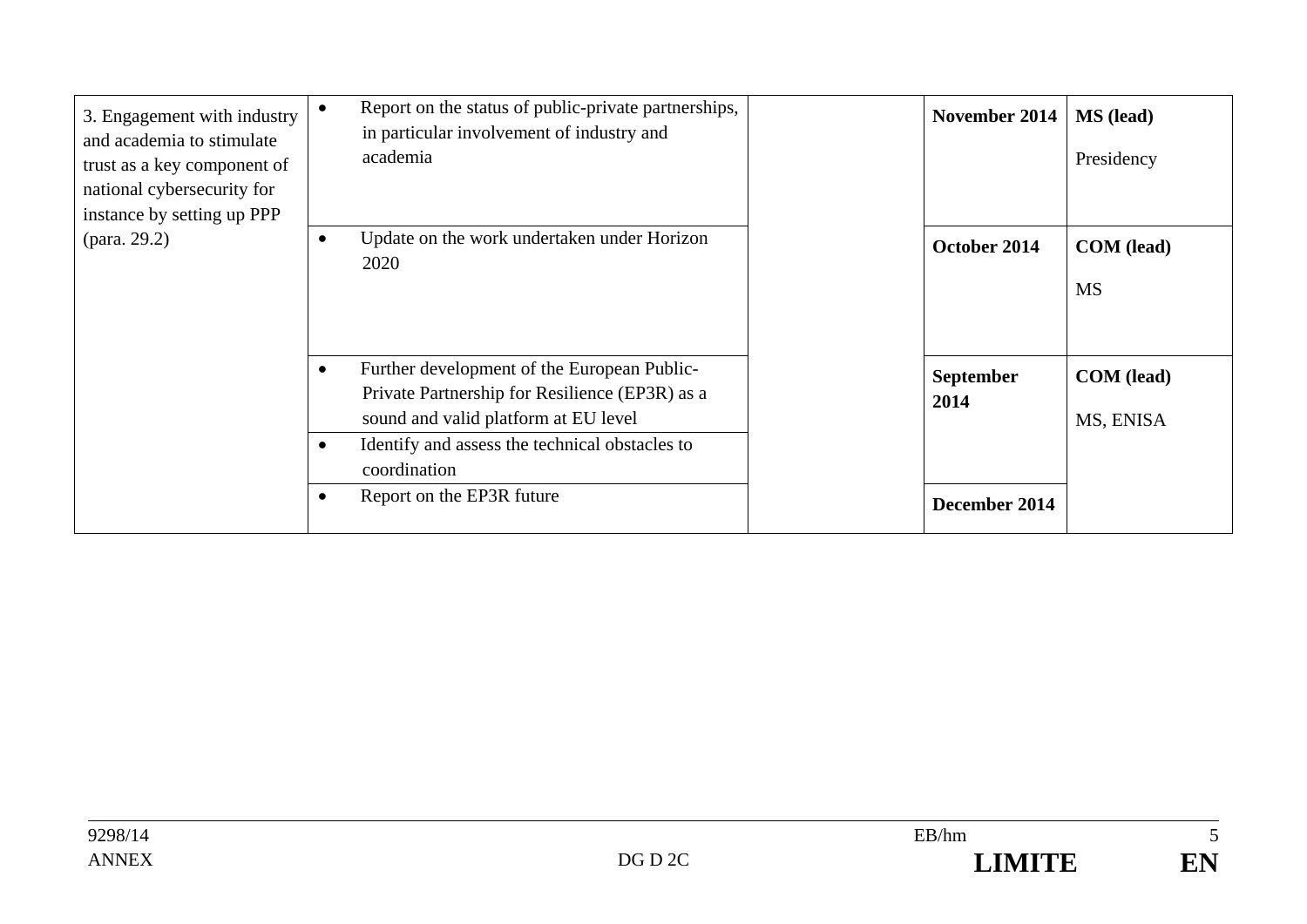| | | | | |
|---|---|---|---|---|
| 3. Engagement with industry and academia to stimulate trust as a key component of national cybersecurity for instance by setting up PPP (para. 29.2) | • Report on the status of public-private partnerships, in particular involvement of industry and academia | | **November 2014** | **MS (lead)**<br><br>Presidency |
| | • Update on the work undertaken under Horizon 2020 | | **October 2014** | **COM (lead)**<br><br>MS |
| | • Further development of the European Public-Private Partnership for Resilience (EP3R) as a sound and valid platform at EU level | | **September 2014** | **COM (lead)**<br><br>MS, ENISA |
| | • Identify and assess the technical obstacles to coordination | | | |
| | • Report on the EP3R future | | **December 2014** | |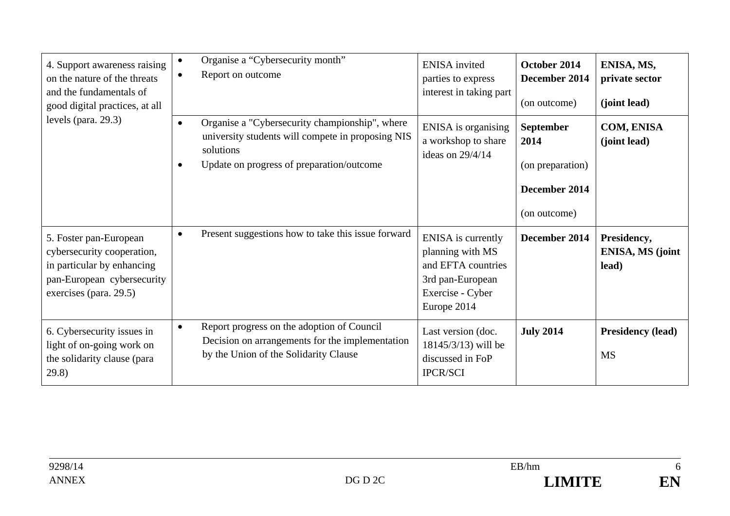| | | | | |
|---|---|---|---|---|
| 4. Support awareness raising on the nature of the threats and the fundamentals of good digital practices, at all levels (para. 29.3) | • Organise a "Cybersecurity month"<br>• Report on outcome | ENISA invited parties to express interest in taking part | **October 2014**<br>**December 2014**<br>(on outcome) | **ENISA, MS, private sector**<br>**(joint lead)** |
| | • Organise a "Cybersecurity championship", where university students will compete in proposing NIS solutions<br>• Update on progress of preparation/outcome | ENISA is organising a workshop to share ideas on 29/4/14 | **September 2014**<br>(on preparation)<br>**December 2014**<br>(on outcome) | **COM, ENISA (joint lead)** |
| 5. Foster pan-European cybersecurity cooperation, in particular by enhancing pan-European cybersecurity exercises (para. 29.5) | • Present suggestions how to take this issue forward | ENISA is currently planning with MS and EFTA countries 3rd pan-European Exercise - Cyber Europe 2014 | **December 2014** | **Presidency, ENISA, MS (joint lead)** |
| 6. Cybersecurity issues in light of on-going work on the solidarity clause (para 29.8) | • Report progress on the adoption of Council Decision on arrangements for the implementation by the Union of the Solidarity Clause | Last version (doc. 18145/3/13) will be discussed in FoP IPCR/SCI | **July 2014** | **Presidency (lead)**<br>MS |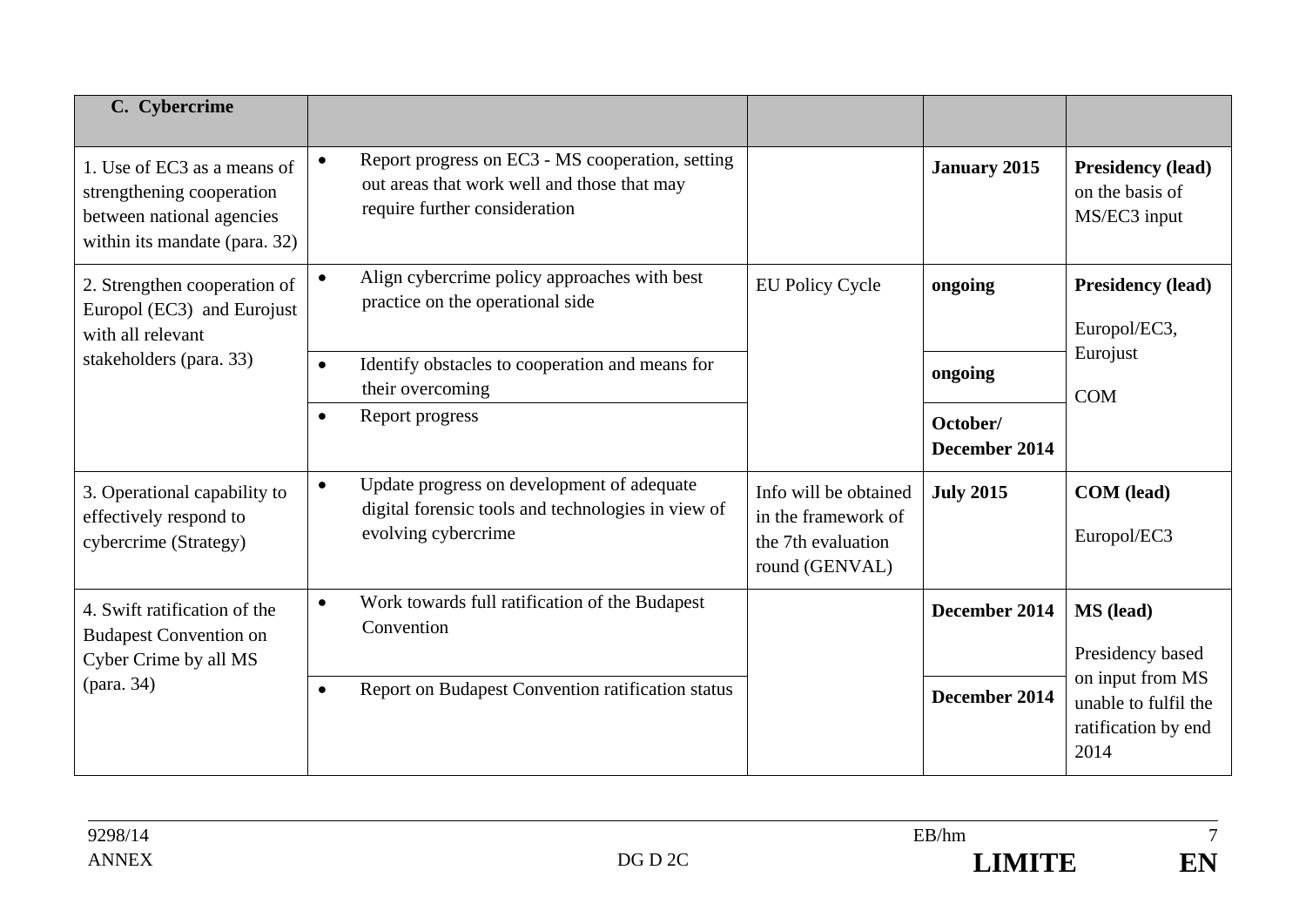| C. Cybercrime | | | | |
|---|---|---|---|---|
| 1. Use of EC3 as a means of strengthening cooperation between national agencies within its mandate (para. 32) | • Report progress on EC3 - MS cooperation, setting out areas that work well and those that may require further consideration | | **January 2015** | **Presidency (lead)** on the basis of MS/EC3 input |
| 2. Strengthen cooperation of Europol (EC3) and Eurojust with all relevant stakeholders (para. 33) | • Align cybercrime policy approaches with best practice on the operational side | EU Policy Cycle | **ongoing** | **Presidency (lead)** Europol/EC3, Eurojust COM |
| | • Identify obstacles to cooperation and means for their overcoming | | **ongoing** | |
| | • Report progress | | **October/ December 2014** | |
| 3. Operational capability to effectively respond to cybercrime (Strategy) | • Update progress on development of adequate digital forensic tools and technologies in view of evolving cybercrime | Info will be obtained in the framework of the 7th evaluation round (GENVAL) | **July 2015** | **COM (lead)** Europol/EC3 |
| 4. Swift ratification of the Budapest Convention on Cyber Crime by all MS (para. 34) | • Work towards full ratification of the Budapest Convention | | **December 2014** | **MS (lead)** Presidency based on input from MS unable to fulfil the ratification by end 2014 |
| | • Report on Budapest Convention ratification status | | **December 2014** | |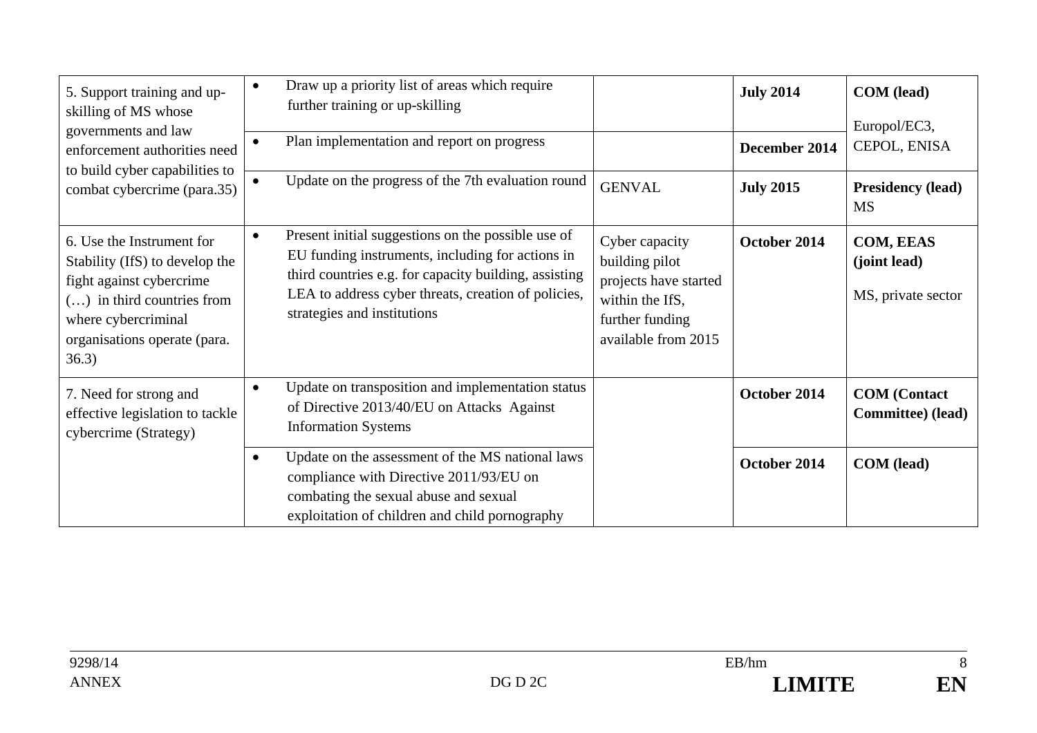| | | | | |
|---|---|---|---|---|
| 5. Support training and up-skilling of MS whose governments and law enforcement authorities need to build cyber capabilities to combat cybercrime (para.35) | • Draw up a priority list of areas which require further training or up-skilling | | **July 2014** | **COM (lead)**<br>Europol/EC3, CEPOL, ENISA |
| | • Plan implementation and report on progress | | **December 2014** | |
| | • Update on the progress of the 7th evaluation round | GENVAL | **July 2015** | **Presidency (lead)**<br>MS |
| 6. Use the Instrument for Stability (IfS) to develop the fight against cybercrime (…) in third countries from where cybercriminal organisations operate (para. 36.3) | • Present initial suggestions on the possible use of EU funding instruments, including for actions in third countries e.g. for capacity building, assisting LEA to address cyber threats, creation of policies, strategies and institutions | Cyber capacity building pilot projects have started within the IfS, further funding available from 2015 | **October 2014** | **COM, EEAS (joint lead)**<br>MS, private sector |
| 7. Need for strong and effective legislation to tackle cybercrime (Strategy) | • Update on transposition and implementation status of Directive 2013/40/EU on Attacks Against Information Systems | | **October 2014** | **COM (Contact Committee) (lead)** |
| | • Update on the assessment of the MS national laws compliance with Directive 2011/93/EU on combating the sexual abuse and sexual exploitation of children and child pornography | | **October 2014** | **COM (lead)** |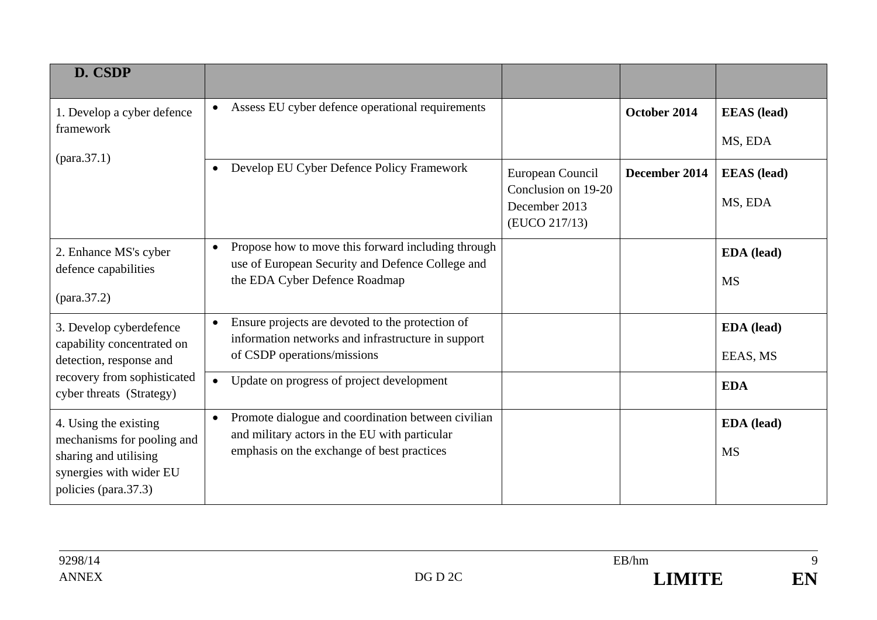| **D. CSDP** | | | | |
|---|---|---|---|---|
| 1. Develop a cyber defence framework (para.37.1) | • Assess EU cyber defence operational requirements | | **October 2014** | **EEAS (lead)** MS, EDA |
| | • Develop EU Cyber Defence Policy Framework | European Council Conclusion on 19-20 December 2013 (EUCO 217/13) | **December 2014** | **EEAS (lead)** MS, EDA |
| 2. Enhance MS's cyber defence capabilities (para.37.2) | • Propose how to move this forward including through use of European Security and Defence College and the EDA Cyber Defence Roadmap | | | **EDA (lead)** MS |
| 3. Develop cyberdefence capability concentrated on detection, response and recovery from sophisticated cyber threats (Strategy) | • Ensure projects are devoted to the protection of information networks and infrastructure in support of CSDP operations/missions | | | **EDA (lead)** EEAS, MS |
| | • Update on progress of project development | | | **EDA** |
| 4. Using the existing mechanisms for pooling and sharing and utilising synergies with wider EU policies (para.37.3) | • Promote dialogue and coordination between civilian and military actors in the EU with particular emphasis on the exchange of best practices | | | **EDA (lead)** MS |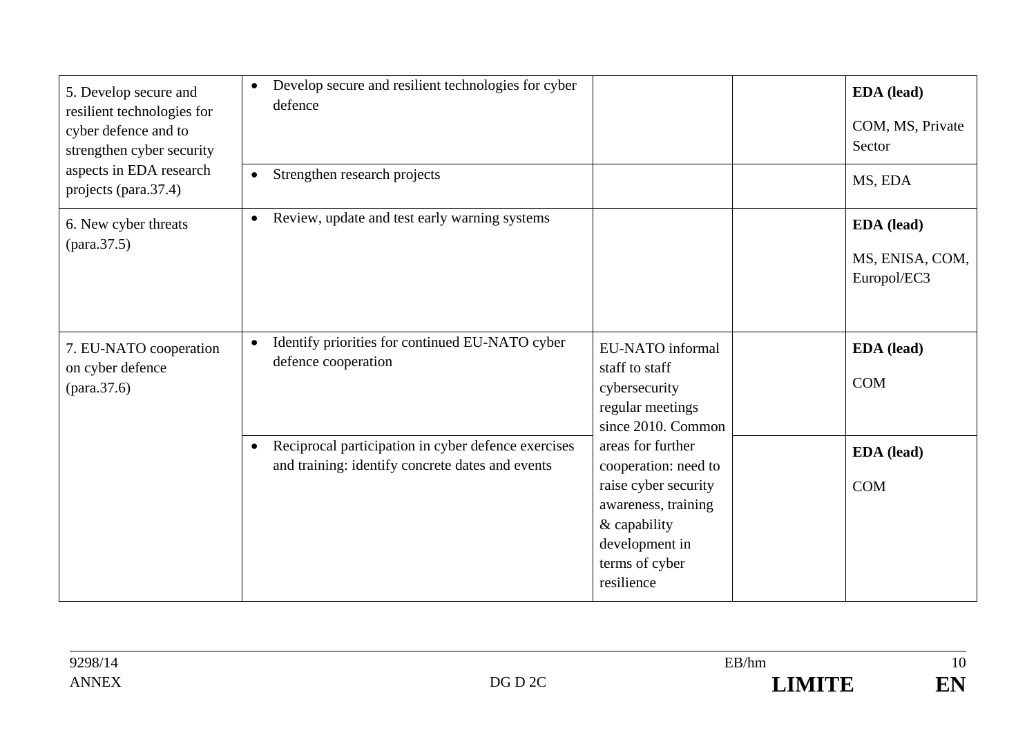| | | | | |
|---|---|---|---|---|
| 5. Develop secure and resilient technologies for cyber defence and to strengthen cyber security aspects in EDA research projects (para.37.4) | • Develop secure and resilient technologies for cyber defence | | | **EDA (lead)** COM, MS, Private Sector |
| | • Strengthen research projects | | | MS, EDA |
| 6. New cyber threats (para.37.5) | • Review, update and test early warning systems | | | **EDA (lead)** MS, ENISA, COM, Europol/EC3 |
| 7. EU-NATO cooperation on cyber defence (para.37.6) | • Identify priorities for continued EU-NATO cyber defence cooperation | EU-NATO informal staff to staff cybersecurity regular meetings since 2010. Common areas for further cooperation: need to raise cyber security awareness, training & capability development in terms of cyber resilience | | **EDA (lead)** COM |
| | • Reciprocal participation in cyber defence exercises and training: identify concrete dates and events | | | **EDA (lead)** COM |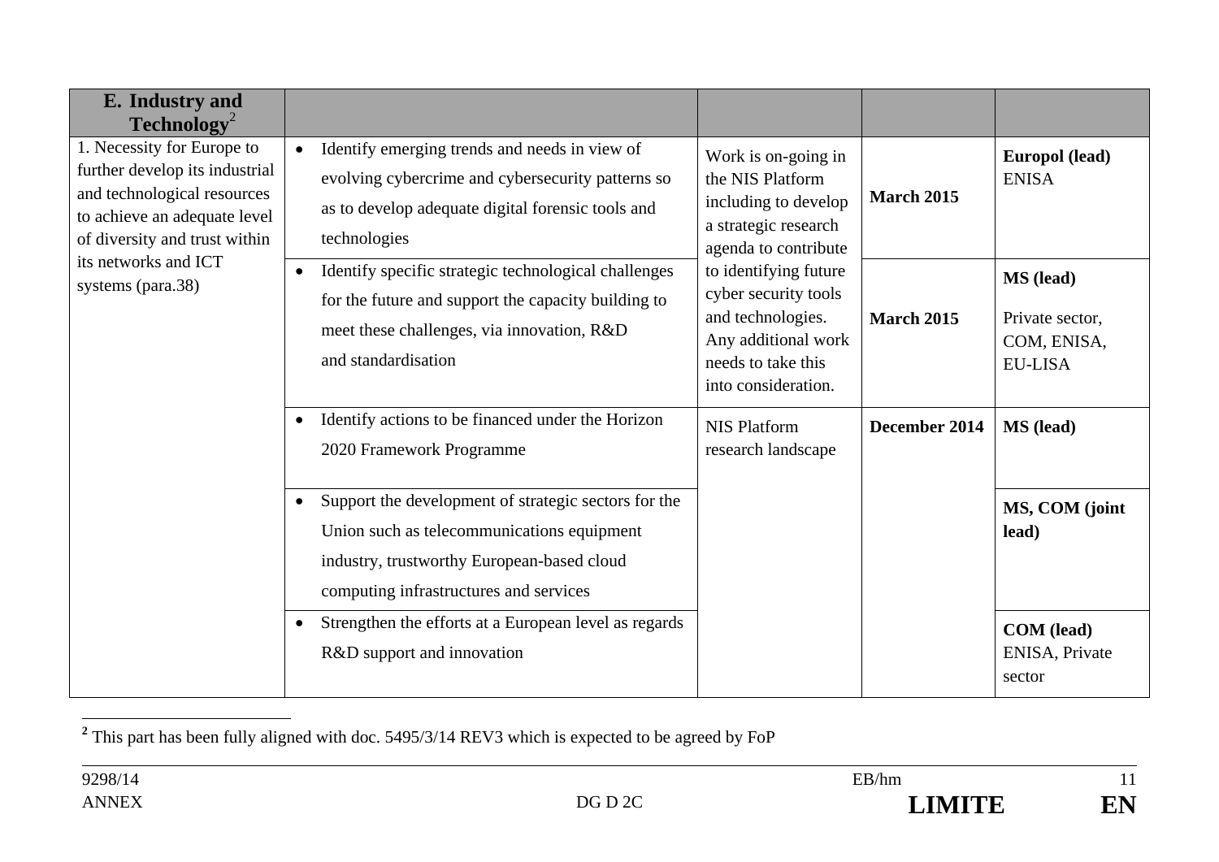| E. Industry and Technology[2] | | | | |
|---|---|---|---|---|
| 1. Necessity for Europe to further develop its industrial and technological resources to achieve an adequate level of diversity and trust within its networks and ICT systems (para.38) | • Identify emerging trends and needs in view of evolving cybercrime and cybersecurity patterns so as to develop adequate digital forensic tools and technologies | Work is on-going in the NIS Platform including to develop a strategic research agenda to contribute to identifying future cyber security tools and technologies. Any additional work needs to take this into consideration. | **March 2015** | **Europol (lead)** ENISA |
| | • Identify specific strategic technological challenges for the future and support the capacity building to meet these challenges, via innovation, R&D and standardisation | | **March 2015** | **MS (lead)** Private sector, COM, ENISA, EU-LISA |
| | • Identify actions to be financed under the Horizon 2020 Framework Programme | NIS Platform research landscape | **December 2014** | **MS (lead)** |
| | • Support the development of strategic sectors for the Union such as telecommunications equipment industry, trustworthy European-based cloud computing infrastructures and services | | | **MS, COM (joint lead)** |
| | • Strengthen the efforts at a European level as regards R&D support and innovation | | | **COM (lead)** ENISA, Private sector |

[2] This part has been fully aligned with doc. 5495/3/14 REV3 which is expected to be agreed by FoP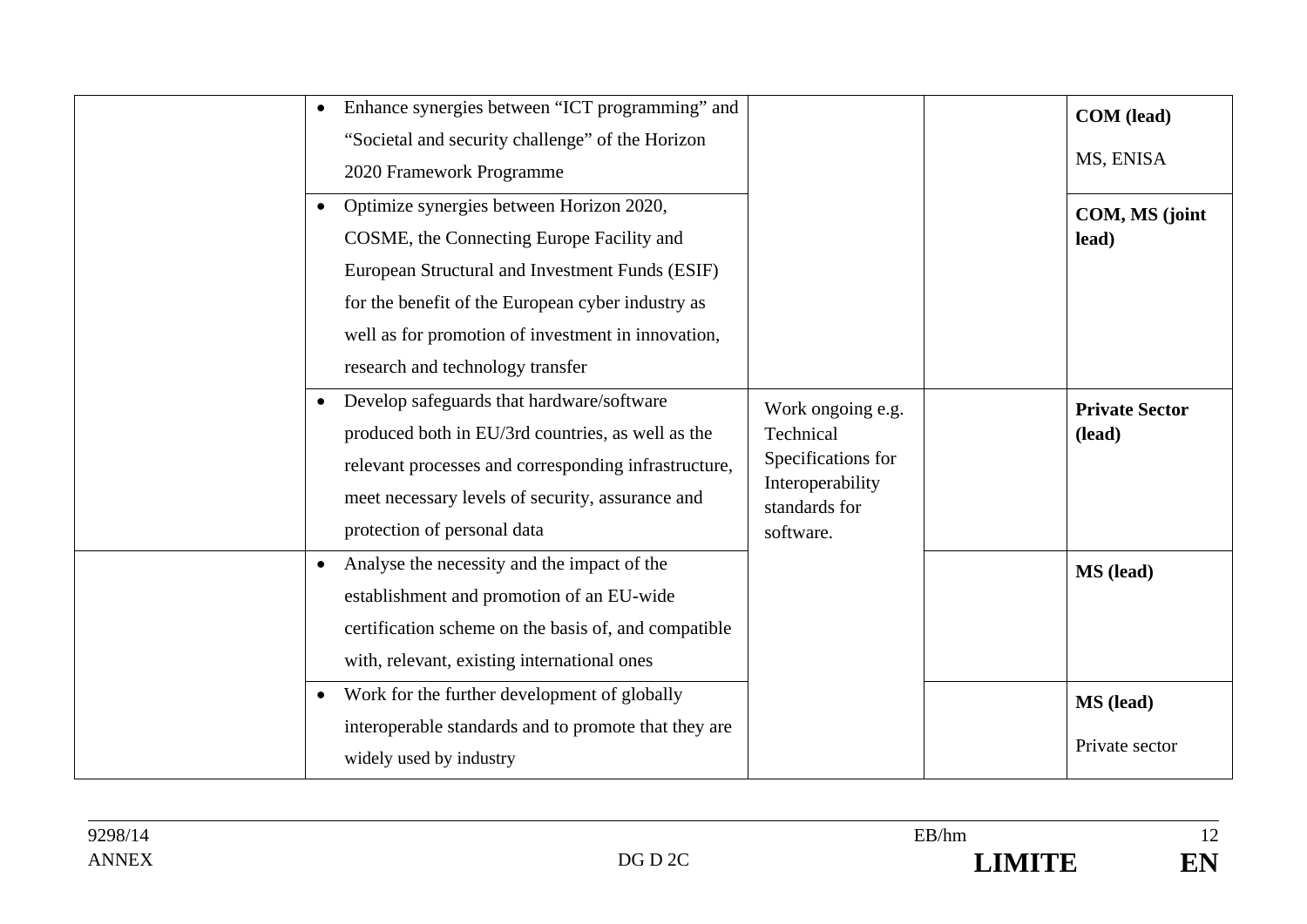| | | | | |
|---|---|---|---|---|
| | • Enhance synergies between "ICT programming" and "Societal and security challenge" of the Horizon 2020 Framework Programme | | | **COM (lead)** MS, ENISA |
| | • Optimize synergies between Horizon 2020, COSME, the Connecting Europe Facility and European Structural and Investment Funds (ESIF) for the benefit of the European cyber industry as well as for promotion of investment in innovation, research and technology transfer | | | **COM, MS (joint lead)** |
| | • Develop safeguards that hardware/software produced both in EU/3rd countries, as well as the relevant processes and corresponding infrastructure, meet necessary levels of security, assurance and protection of personal data | Work ongoing e.g. Technical Specifications for Interoperability standards for software. | | **Private Sector (lead)** |
| | • Analyse the necessity and the impact of the establishment and promotion of an EU-wide certification scheme on the basis of, and compatible with, relevant, existing international ones | | | **MS (lead)** |
| | • Work for the further development of globally interoperable standards and to promote that they are widely used by industry | | | **MS (lead)** Private sector |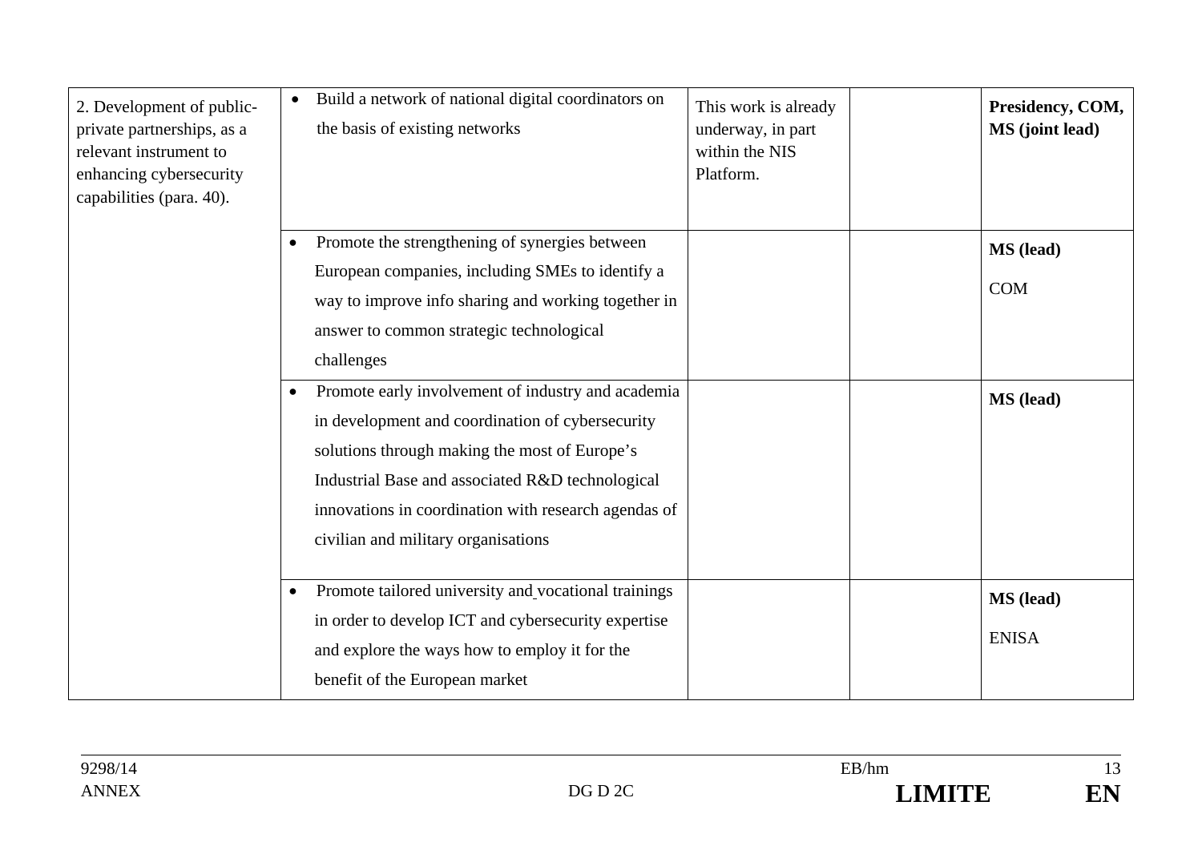| | | | | |
|---|---|---|---|---|
| 2. Development of public-private partnerships, as a relevant instrument to enhancing cybersecurity capabilities (para. 40). | • Build a network of national digital coordinators on the basis of existing networks | This work is already underway, in part within the NIS Platform. | | **Presidency, COM, MS (joint lead)** |
| | • Promote the strengthening of synergies between European companies, including SMEs to identify a way to improve info sharing and working together in answer to common strategic technological challenges | | | **MS (lead)**<br><br>COM |
| | • Promote early involvement of industry and academia in development and coordination of cybersecurity solutions through making the most of Europe's Industrial Base and associated R&D technological innovations in coordination with research agendas of civilian and military organisations | | | **MS (lead)** |
| | • Promote tailored university and vocational trainings in order to develop ICT and cybersecurity expertise and explore the ways how to employ it for the benefit of the European market | | | **MS (lead)**<br><br>ENISA |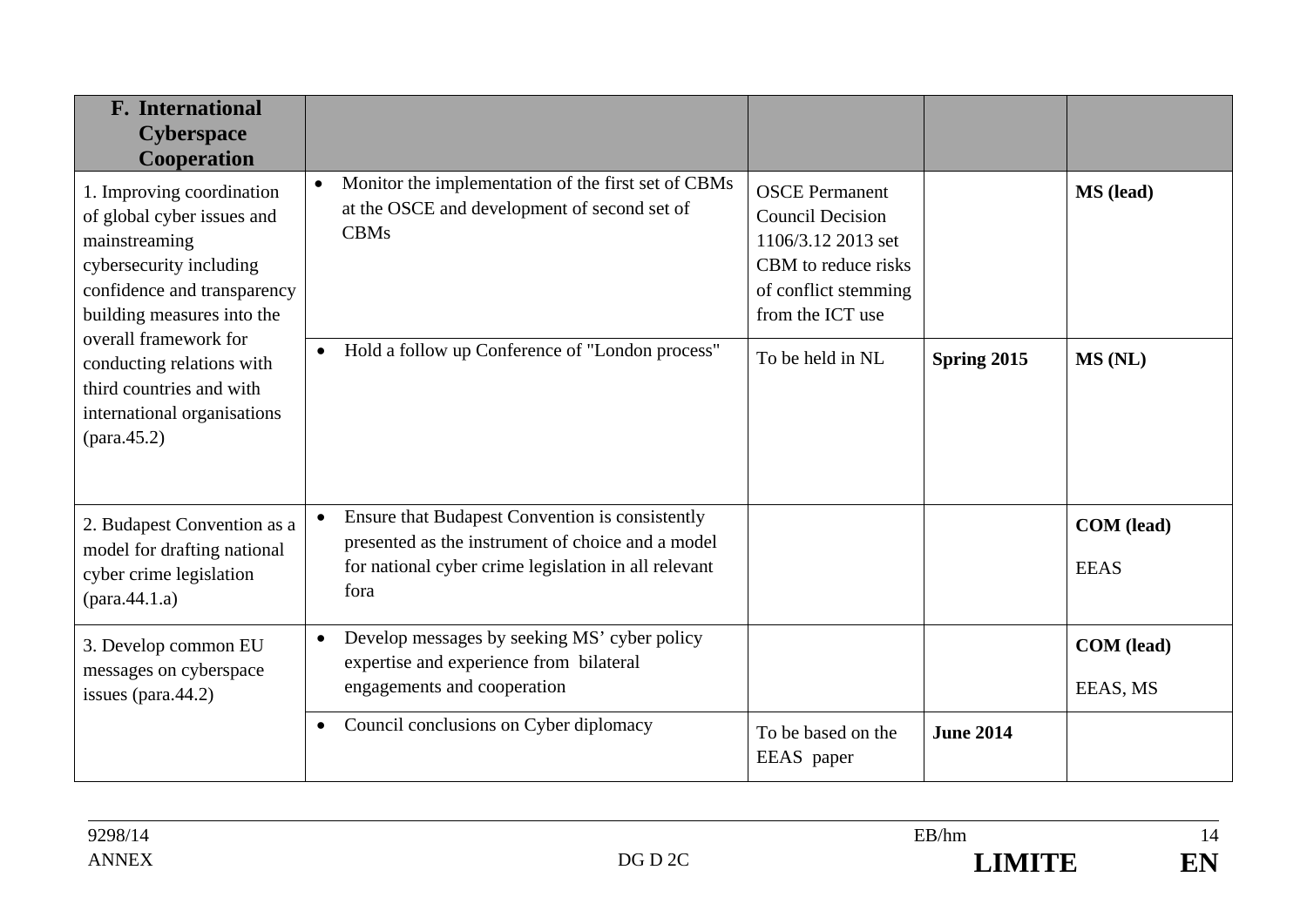| **F. International Cyberspace Cooperation** | | | | |
|---|---|---|---|---|
| 1. Improving coordination of global cyber issues and mainstreaming cybersecurity including confidence and transparency building measures into the overall framework for conducting relations with third countries and with international organisations (para.45.2) | • Monitor the implementation of the first set of CBMs at the OSCE and development of second set of CBMs | OSCE Permanent Council Decision 1106/3.12 2013 set CBM to reduce risks of conflict stemming from the ICT use | | **MS (lead)** |
| | • Hold a follow up Conference of "London process" | To be held in NL | **Spring 2015** | **MS (NL)** |
| 2. Budapest Convention as a model for drafting national cyber crime legislation (para.44.1.a) | • Ensure that Budapest Convention is consistently presented as the instrument of choice and a model for national cyber crime legislation in all relevant fora | | | **COM (lead)** EEAS |
| 3. Develop common EU messages on cyberspace issues (para.44.2) | • Develop messages by seeking MS' cyber policy expertise and experience from bilateral engagements and cooperation | | | **COM (lead)** EEAS, MS |
| | • Council conclusions on Cyber diplomacy | To be based on the EEAS paper | **June 2014** | |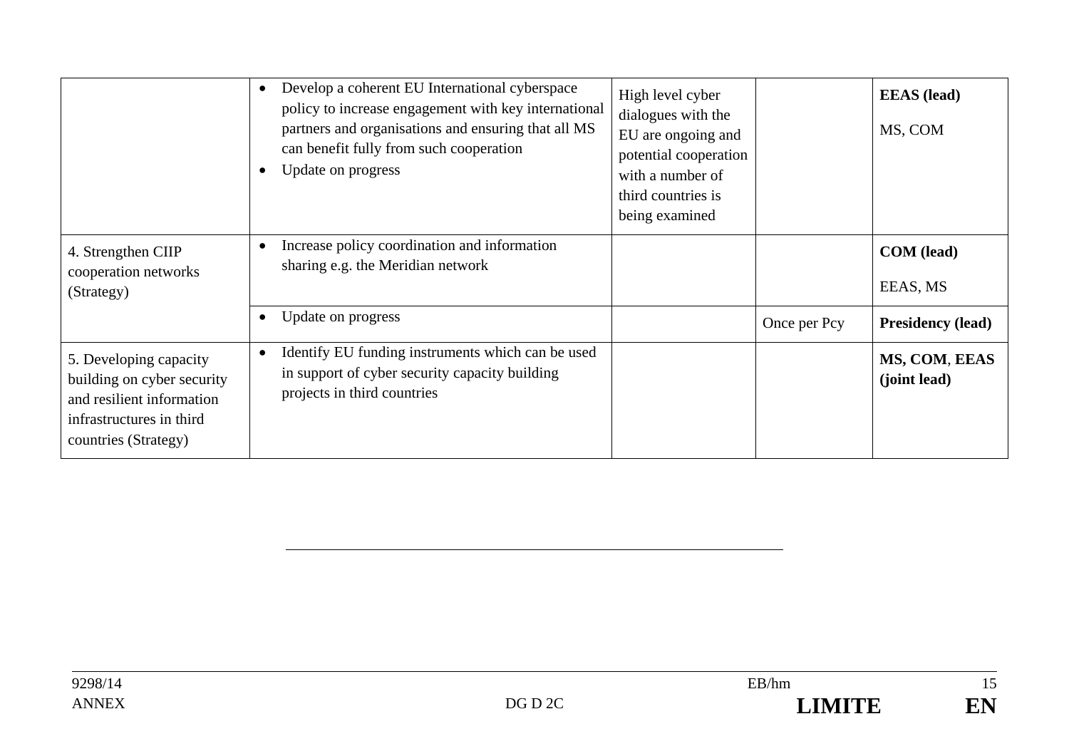| | | | | |
|---|---|---|---|---|
| | • Develop a coherent EU International cyberspace policy to increase engagement with key international partners and organisations and ensuring that all MS can benefit fully from such cooperation<br>• Update on progress | High level cyber dialogues with the EU are ongoing and potential cooperation with a number of third countries is being examined | | **EEAS (lead)**<br><br>MS, COM |
| 4. Strengthen CIIP cooperation networks (Strategy) | • Increase policy coordination and information sharing e.g. the Meridian network | | | **COM (lead)**<br><br>EEAS, MS |
| | • Update on progress | | Once per Pcy | **Presidency (lead)** |
| 5. Developing capacity building on cyber security and resilient information infrastructures in third countries (Strategy) | • Identify EU funding instruments which can be used in support of cyber security capacity building projects in third countries | | | **MS, COM**, **EEAS (joint lead)** |

---